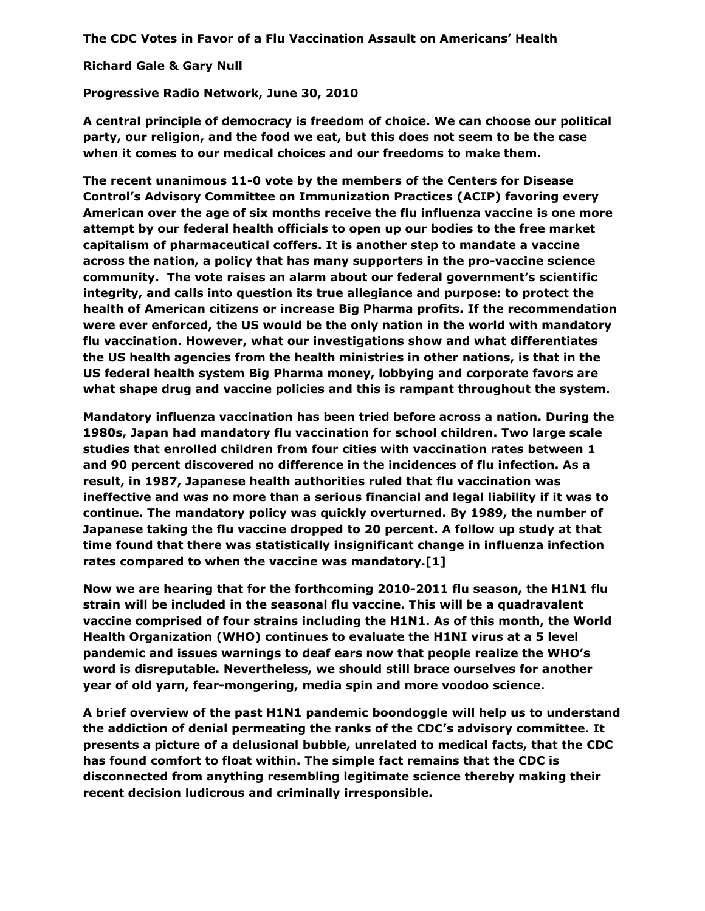**The CDC Votes in Favor of a Flu Vaccination Assault on Americans' Health**

**Richard Gale & Gary Null**

**Progressive Radio Network, June 30, 2010**

**A central principle of democracy is freedom of choice. We can choose our political party, our religion, and the food we eat, but this does not seem to be the case when it comes to our medical choices and our freedoms to make them.**

**The recent unanimous 11-0 vote by the members of the Centers for Disease Control's Advisory Committee on Immunization Practices (ACIP) favoring every American over the age of six months receive the flu influenza vaccine is one more attempt by our federal health officials to open up our bodies to the free market capitalism of pharmaceutical coffers. It is another step to mandate a vaccine across the nation, a policy that has many supporters in the pro-vaccine science community. The vote raises an alarm about our federal government's scientific integrity, and calls into question its true allegiance and purpose: to protect the health of American citizens or increase Big Pharma profits. If the recommendation were ever enforced, the US would be the only nation in the world with mandatory flu vaccination. However, what our investigations show and what differentiates the US health agencies from the health ministries in other nations, is that in the US federal health system Big Pharma money, lobbying and corporate favors are what shape drug and vaccine policies and this is rampant throughout the system.**

**Mandatory influenza vaccination has been tried before across a nation. During the 1980s, Japan had mandatory flu vaccination for school children. Two large scale studies that enrolled children from four cities with vaccination rates between 1 and 90 percent discovered no difference in the incidences of flu infection. As a result, in 1987, Japanese health authorities ruled that flu vaccination was ineffective and was no more than a serious financial and legal liability if it was to continue. The mandatory policy was quickly overturned. By 1989, the number of Japanese taking the flu vaccine dropped to 20 percent. A follow up study at that time found that there was statistically insignificant change in influenza infection rates compared to when the vaccine was mandatory.[1]**

**Now we are hearing that for the forthcoming 2010-2011 flu season, the H1N1 flu strain will be included in the seasonal flu vaccine. This will be a quadravalent vaccine comprised of four strains including the H1N1. As of this month, the World Health Organization (WHO) continues to evaluate the H1NI virus at a 5 level pandemic and issues warnings to deaf ears now that people realize the WHO's word is disreputable. Nevertheless, we should still brace ourselves for another year of old yarn, fear-mongering, media spin and more voodoo science.**

**A brief overview of the past H1N1 pandemic boondoggle will help us to understand the addiction of denial permeating the ranks of the CDC's advisory committee. It presents a picture of a delusional bubble, unrelated to medical facts, that the CDC has found comfort to float within. The simple fact remains that the CDC is disconnected from anything resembling legitimate science thereby making their recent decision ludicrous and criminally irresponsible.**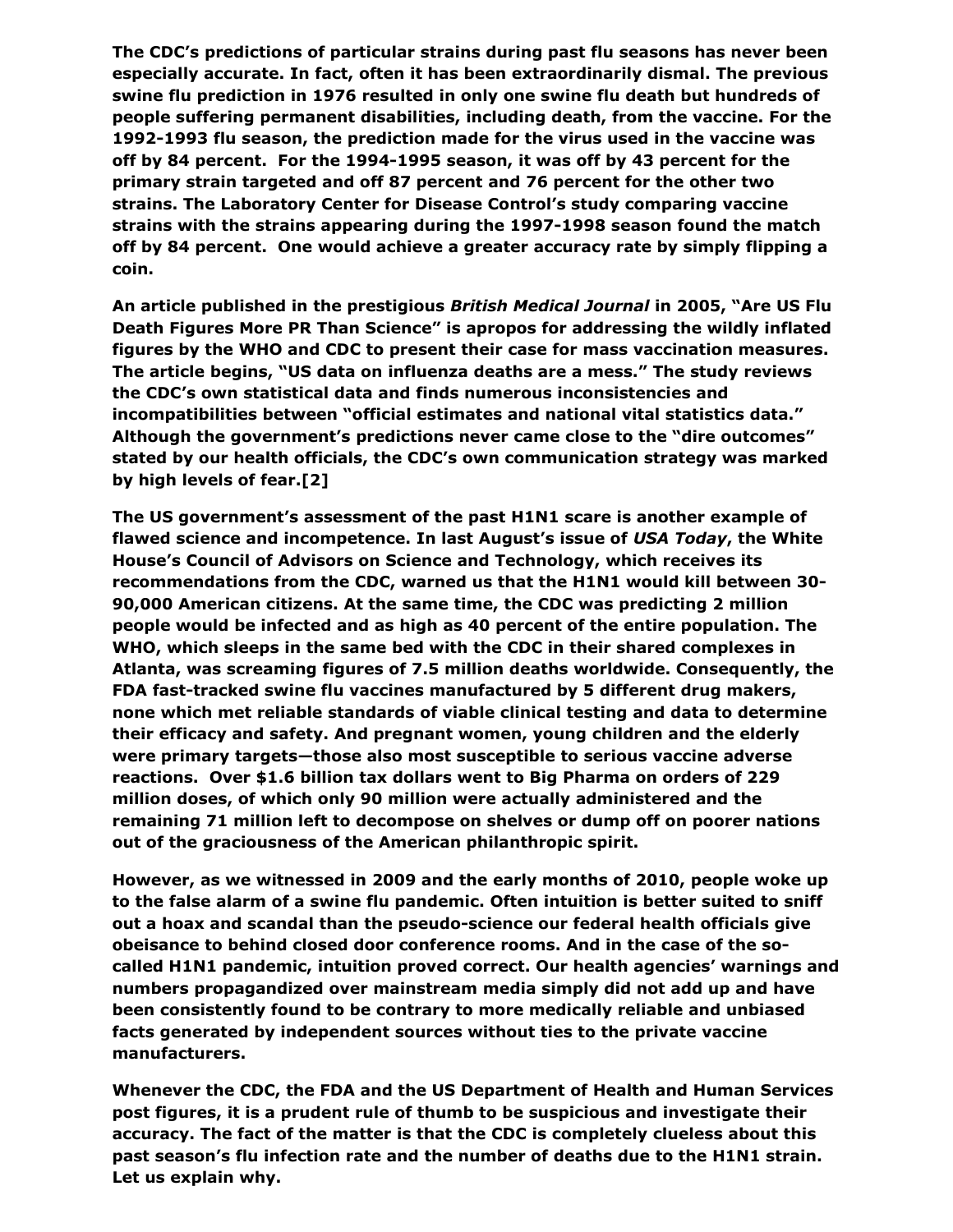**The CDC's predictions of particular strains during past flu seasons has never been especially accurate. In fact, often it has been extraordinarily dismal. The previous swine flu prediction in 1976 resulted in only one swine flu death but hundreds of people suffering permanent disabilities, including death, from the vaccine. For the 1992-1993 flu season, the prediction made for the virus used in the vaccine was off by 84 percent. For the 1994-1995 season, it was off by 43 percent for the primary strain targeted and off 87 percent and 76 percent for the other two strains. The Laboratory Center for Disease Control's study comparing vaccine strains with the strains appearing during the 1997-1998 season found the match off by 84 percent. One would achieve a greater accuracy rate by simply flipping a coin.**

**An article published in the prestigious *British Medical Journal* in 2005, "Are US Flu Death Figures More PR Than Science" is apropos for addressing the wildly inflated figures by the WHO and CDC to present their case for mass vaccination measures. The article begins, "US data on influenza deaths are a mess." The study reviews the CDC's own statistical data and finds numerous inconsistencies and incompatibilities between "official estimates and national vital statistics data." Although the government's predictions never came close to the "dire outcomes" stated by our health officials, the CDC's own communication strategy was marked by high levels of fear.[2]**

**The US government's assessment of the past H1N1 scare is another example of flawed science and incompetence. In last August's issue of *USA Today*, the White House's Council of Advisors on Science and Technology, which receives its recommendations from the CDC, warned us that the H1N1 would kill between 30-90,000 American citizens. At the same time, the CDC was predicting 2 million people would be infected and as high as 40 percent of the entire population. The WHO, which sleeps in the same bed with the CDC in their shared complexes in Atlanta, was screaming figures of 7.5 million deaths worldwide. Consequently, the FDA fast-tracked swine flu vaccines manufactured by 5 different drug makers, none which met reliable standards of viable clinical testing and data to determine their efficacy and safety. And pregnant women, young children and the elderly were primary targets—those also most susceptible to serious vaccine adverse reactions. Over $1.6 billion tax dollars went to Big Pharma on orders of 229 million doses, of which only 90 million were actually administered and the remaining 71 million left to decompose on shelves or dump off on poorer nations out of the graciousness of the American philanthropic spirit.**

**However, as we witnessed in 2009 and the early months of 2010, people woke up to the false alarm of a swine flu pandemic. Often intuition is better suited to sniff out a hoax and scandal than the pseudo-science our federal health officials give obeisance to behind closed door conference rooms. And in the case of the so-called H1N1 pandemic, intuition proved correct. Our health agencies' warnings and numbers propagandized over mainstream media simply did not add up and have been consistently found to be contrary to more medically reliable and unbiased facts generated by independent sources without ties to the private vaccine manufacturers.**

**Whenever the CDC, the FDA and the US Department of Health and Human Services post figures, it is a prudent rule of thumb to be suspicious and investigate their accuracy. The fact of the matter is that the CDC is completely clueless about this past season's flu infection rate and the number of deaths due to the H1N1 strain. Let us explain why.**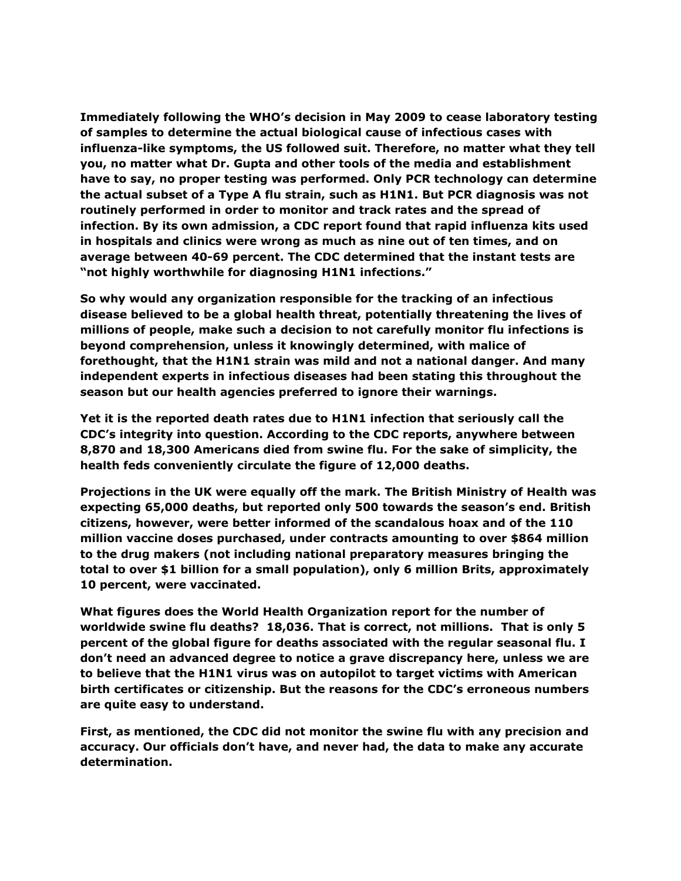**Immediately following the WHO's decision in May 2009 to cease laboratory testing of samples to determine the actual biological cause of infectious cases with influenza-like symptoms, the US followed suit. Therefore, no matter what they tell you, no matter what Dr. Gupta and other tools of the media and establishment have to say, no proper testing was performed. Only PCR technology can determine the actual subset of a Type A flu strain, such as H1N1. But PCR diagnosis was not routinely performed in order to monitor and track rates and the spread of infection. By its own admission, a CDC report found that rapid influenza kits used in hospitals and clinics were wrong as much as nine out of ten times, and on average between 40-69 percent. The CDC determined that the instant tests are "not highly worthwhile for diagnosing H1N1 infections."**

**So why would any organization responsible for the tracking of an infectious disease believed to be a global health threat, potentially threatening the lives of millions of people, make such a decision to not carefully monitor flu infections is beyond comprehension, unless it knowingly determined, with malice of forethought, that the H1N1 strain was mild and not a national danger. And many independent experts in infectious diseases had been stating this throughout the season but our health agencies preferred to ignore their warnings.**

**Yet it is the reported death rates due to H1N1 infection that seriously call the CDC's integrity into question. According to the CDC reports, anywhere between 8,870 and 18,300 Americans died from swine flu. For the sake of simplicity, the health feds conveniently circulate the figure of 12,000 deaths.**

**Projections in the UK were equally off the mark. The British Ministry of Health was expecting 65,000 deaths, but reported only 500 towards the season's end. British citizens, however, were better informed of the scandalous hoax and of the 110 million vaccine doses purchased, under contracts amounting to over $864 million to the drug makers (not including national preparatory measures bringing the total to over $1 billion for a small population), only 6 million Brits, approximately 10 percent, were vaccinated.**

**What figures does the World Health Organization report for the number of worldwide swine flu deaths? 18,036. That is correct, not millions. That is only 5 percent of the global figure for deaths associated with the regular seasonal flu. I don't need an advanced degree to notice a grave discrepancy here, unless we are to believe that the H1N1 virus was on autopilot to target victims with American birth certificates or citizenship. But the reasons for the CDC's erroneous numbers are quite easy to understand.**

**First, as mentioned, the CDC did not monitor the swine flu with any precision and accuracy. Our officials don't have, and never had, the data to make any accurate determination.**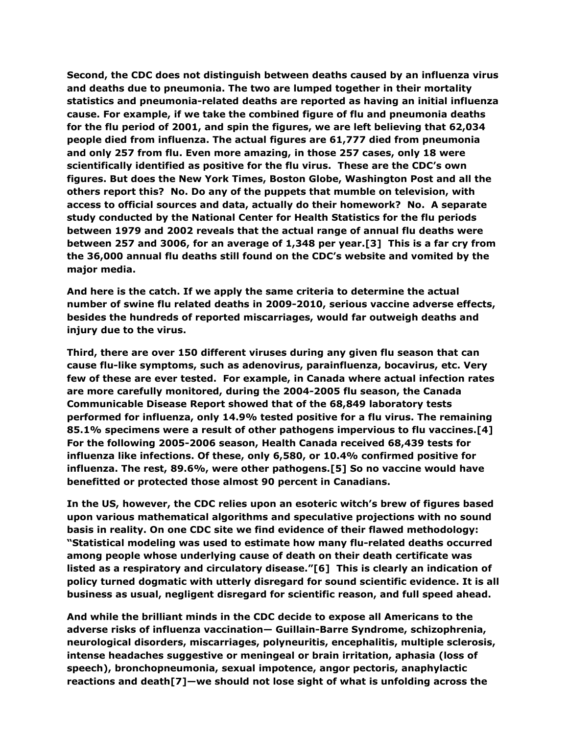**Second, the CDC does not distinguish between deaths caused by an influenza virus and deaths due to pneumonia. The two are lumped together in their mortality statistics and pneumonia-related deaths are reported as having an initial influenza cause. For example, if we take the combined figure of flu and pneumonia deaths for the flu period of 2001, and spin the figures, we are left believing that 62,034 people died from influenza. The actual figures are 61,777 died from pneumonia and only 257 from flu. Even more amazing, in those 257 cases, only 18 were scientifically identified as positive for the flu virus. These are the CDC's own figures. But does the New York Times, Boston Globe, Washington Post and all the others report this? No. Do any of the puppets that mumble on television, with access to official sources and data, actually do their homework? No. A separate study conducted by the National Center for Health Statistics for the flu periods between 1979 and 2002 reveals that the actual range of annual flu deaths were between 257 and 3006, for an average of 1,348 per year.[3] This is a far cry from the 36,000 annual flu deaths still found on the CDC's website and vomited by the major media.**

**And here is the catch. If we apply the same criteria to determine the actual number of swine flu related deaths in 2009-2010, serious vaccine adverse effects, besides the hundreds of reported miscarriages, would far outweigh deaths and injury due to the virus.**

**Third, there are over 150 different viruses during any given flu season that can cause flu-like symptoms, such as adenovirus, parainfluenza, bocavirus, etc. Very few of these are ever tested. For example, in Canada where actual infection rates are more carefully monitored, during the 2004-2005 flu season, the Canada Communicable Disease Report showed that of the 68,849 laboratory tests performed for influenza, only 14.9% tested positive for a flu virus. The remaining 85.1% specimens were a result of other pathogens impervious to flu vaccines.[4] For the following 2005-2006 season, Health Canada received 68,439 tests for influenza like infections. Of these, only 6,580, or 10.4% confirmed positive for influenza. The rest, 89.6%, were other pathogens.[5] So no vaccine would have benefitted or protected those almost 90 percent in Canadians.**

**In the US, however, the CDC relies upon an esoteric witch's brew of figures based upon various mathematical algorithms and speculative projections with no sound basis in reality. On one CDC site we find evidence of their flawed methodology: "Statistical modeling was used to estimate how many flu-related deaths occurred among people whose underlying cause of death on their death certificate was listed as a respiratory and circulatory disease."[6] This is clearly an indication of policy turned dogmatic with utterly disregard for sound scientific evidence. It is all business as usual, negligent disregard for scientific reason, and full speed ahead.**

**And while the brilliant minds in the CDC decide to expose all Americans to the adverse risks of influenza vaccination— Guillain-Barre Syndrome, schizophrenia, neurological disorders, miscarriages, polyneuritis, encephalitis, multiple sclerosis, intense headaches suggestive or meningeal or brain irritation, aphasia (loss of speech), bronchopneumonia, sexual impotence, angor pectoris, anaphylactic reactions and death[7]—we should not lose sight of what is unfolding across the**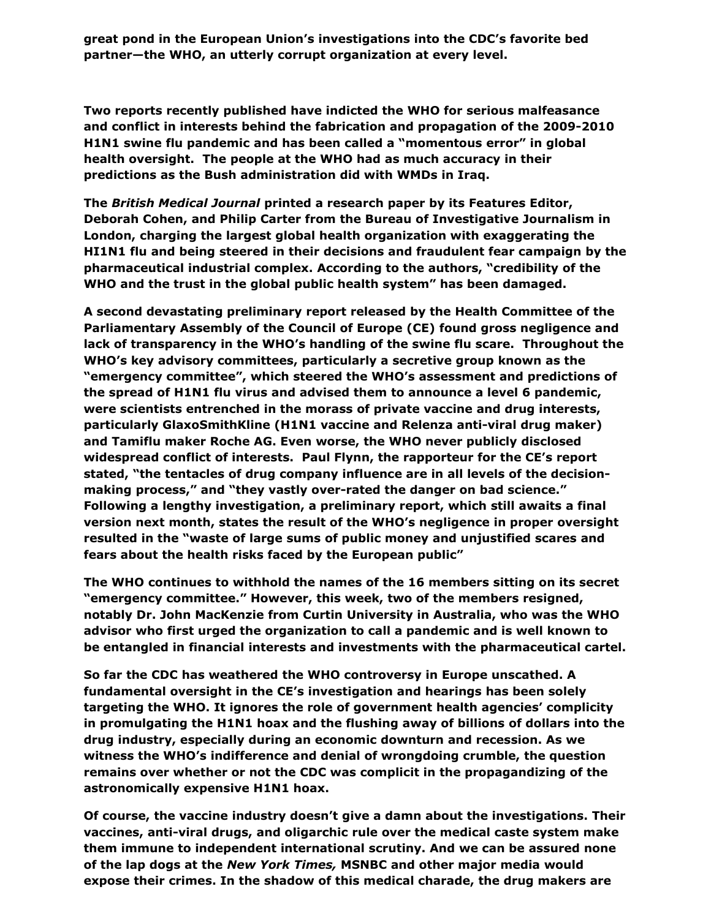**great pond in the European Union's investigations into the CDC's favorite bed partner—the WHO, an utterly corrupt organization at every level.**

**Two reports recently published have indicted the WHO for serious malfeasance and conflict in interests behind the fabrication and propagation of the 2009-2010 H1N1 swine flu pandemic and has been called a "momentous error" in global health oversight. The people at the WHO had as much accuracy in their predictions as the Bush administration did with WMDs in Iraq.**

**The *British Medical Journal* printed a research paper by its Features Editor, Deborah Cohen, and Philip Carter from the Bureau of Investigative Journalism in London, charging the largest global health organization with exaggerating the HI1N1 flu and being steered in their decisions and fraudulent fear campaign by the pharmaceutical industrial complex. According to the authors, "credibility of the WHO and the trust in the global public health system" has been damaged.**

**A second devastating preliminary report released by the Health Committee of the Parliamentary Assembly of the Council of Europe (CE) found gross negligence and lack of transparency in the WHO's handling of the swine flu scare. Throughout the WHO's key advisory committees, particularly a secretive group known as the "emergency committee", which steered the WHO's assessment and predictions of the spread of H1N1 flu virus and advised them to announce a level 6 pandemic, were scientists entrenched in the morass of private vaccine and drug interests, particularly GlaxoSmithKline (H1N1 vaccine and Relenza anti-viral drug maker) and Tamiflu maker Roche AG. Even worse, the WHO never publicly disclosed widespread conflict of interests. Paul Flynn, the rapporteur for the CE's report stated, "the tentacles of drug company influence are in all levels of the decision-making process," and "they vastly over-rated the danger on bad science." Following a lengthy investigation, a preliminary report, which still awaits a final version next month, states the result of the WHO's negligence in proper oversight resulted in the "waste of large sums of public money and unjustified scares and fears about the health risks faced by the European public"**

**The WHO continues to withhold the names of the 16 members sitting on its secret "emergency committee." However, this week, two of the members resigned, notably Dr. John MacKenzie from Curtin University in Australia, who was the WHO advisor who first urged the organization to call a pandemic and is well known to be entangled in financial interests and investments with the pharmaceutical cartel.**

**So far the CDC has weathered the WHO controversy in Europe unscathed. A fundamental oversight in the CE's investigation and hearings has been solely targeting the WHO. It ignores the role of government health agencies' complicity in promulgating the H1N1 hoax and the flushing away of billions of dollars into the drug industry, especially during an economic downturn and recession. As we witness the WHO's indifference and denial of wrongdoing crumble, the question remains over whether or not the CDC was complicit in the propagandizing of the astronomically expensive H1N1 hoax.**

**Of course, the vaccine industry doesn't give a damn about the investigations. Their vaccines, anti-viral drugs, and oligarchic rule over the medical caste system make them immune to independent international scrutiny. And we can be assured none of the lap dogs at the *New York Times,* MSNBC and other major media would expose their crimes. In the shadow of this medical charade, the drug makers are**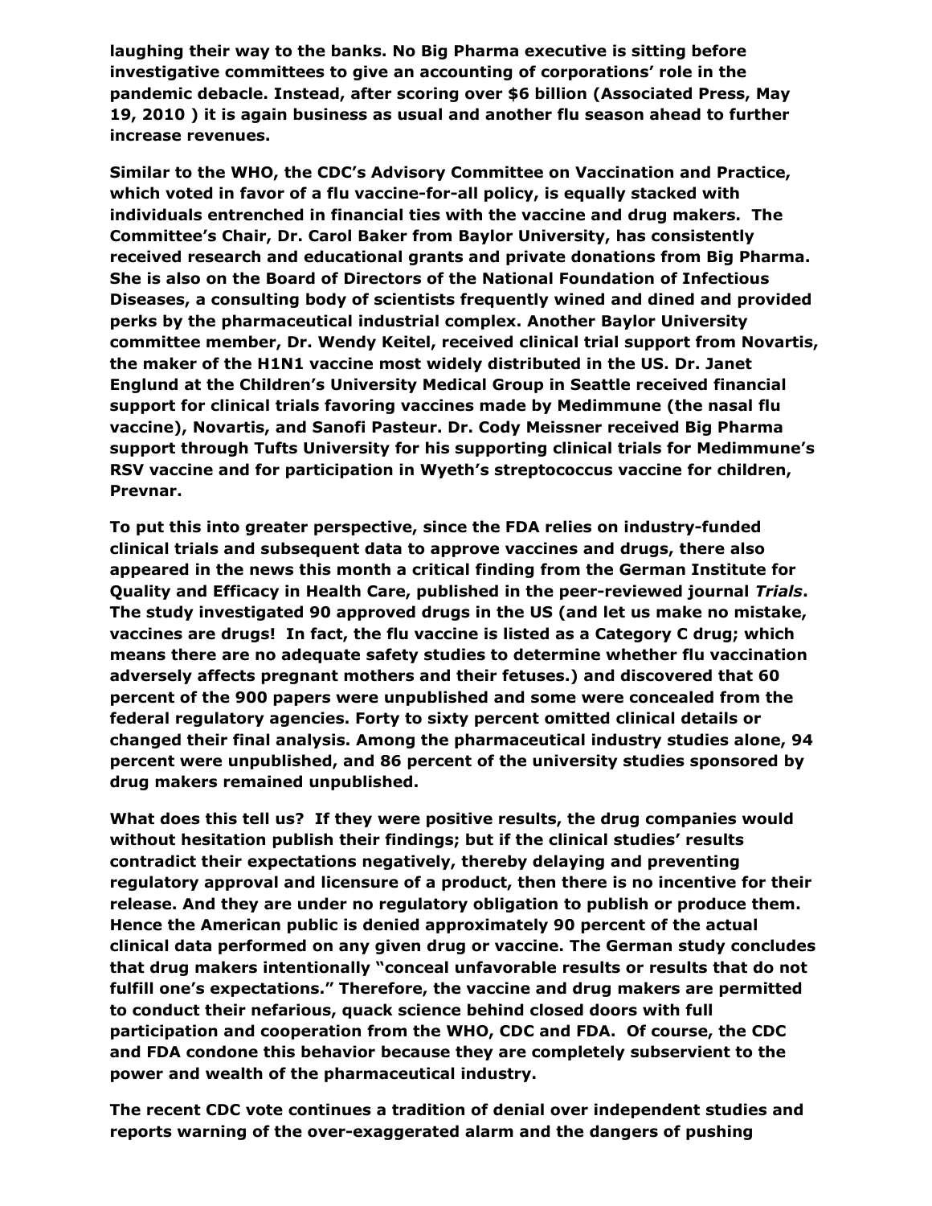**laughing their way to the banks. No Big Pharma executive is sitting before investigative committees to give an accounting of corporations' role in the pandemic debacle. Instead, after scoring over $6 billion (Associated Press, May 19, 2010 ) it is again business as usual and another flu season ahead to further increase revenues.**

**Similar to the WHO, the CDC's Advisory Committee on Vaccination and Practice, which voted in favor of a flu vaccine-for-all policy, is equally stacked with individuals entrenched in financial ties with the vaccine and drug makers. The Committee's Chair, Dr. Carol Baker from Baylor University, has consistently received research and educational grants and private donations from Big Pharma. She is also on the Board of Directors of the National Foundation of Infectious Diseases, a consulting body of scientists frequently wined and dined and provided perks by the pharmaceutical industrial complex. Another Baylor University committee member, Dr. Wendy Keitel, received clinical trial support from Novartis, the maker of the H1N1 vaccine most widely distributed in the US. Dr. Janet Englund at the Children's University Medical Group in Seattle received financial support for clinical trials favoring vaccines made by Medimmune (the nasal flu vaccine), Novartis, and Sanofi Pasteur. Dr. Cody Meissner received Big Pharma support through Tufts University for his supporting clinical trials for Medimmune's RSV vaccine and for participation in Wyeth's streptococcus vaccine for children, Prevnar.**

**To put this into greater perspective, since the FDA relies on industry-funded clinical trials and subsequent data to approve vaccines and drugs, there also appeared in the news this month a critical finding from the German Institute for Quality and Efficacy in Health Care, published in the peer-reviewed journal *Trials*. The study investigated 90 approved drugs in the US (and let us make no mistake, vaccines are drugs! In fact, the flu vaccine is listed as a Category C drug; which means there are no adequate safety studies to determine whether flu vaccination adversely affects pregnant mothers and their fetuses.) and discovered that 60 percent of the 900 papers were unpublished and some were concealed from the federal regulatory agencies. Forty to sixty percent omitted clinical details or changed their final analysis. Among the pharmaceutical industry studies alone, 94 percent were unpublished, and 86 percent of the university studies sponsored by drug makers remained unpublished.**

**What does this tell us? If they were positive results, the drug companies would without hesitation publish their findings; but if the clinical studies' results contradict their expectations negatively, thereby delaying and preventing regulatory approval and licensure of a product, then there is no incentive for their release. And they are under no regulatory obligation to publish or produce them. Hence the American public is denied approximately 90 percent of the actual clinical data performed on any given drug or vaccine. The German study concludes that drug makers intentionally "conceal unfavorable results or results that do not fulfill one's expectations." Therefore, the vaccine and drug makers are permitted to conduct their nefarious, quack science behind closed doors with full participation and cooperation from the WHO, CDC and FDA. Of course, the CDC and FDA condone this behavior because they are completely subservient to the power and wealth of the pharmaceutical industry.**

**The recent CDC vote continues a tradition of denial over independent studies and reports warning of the over-exaggerated alarm and the dangers of pushing**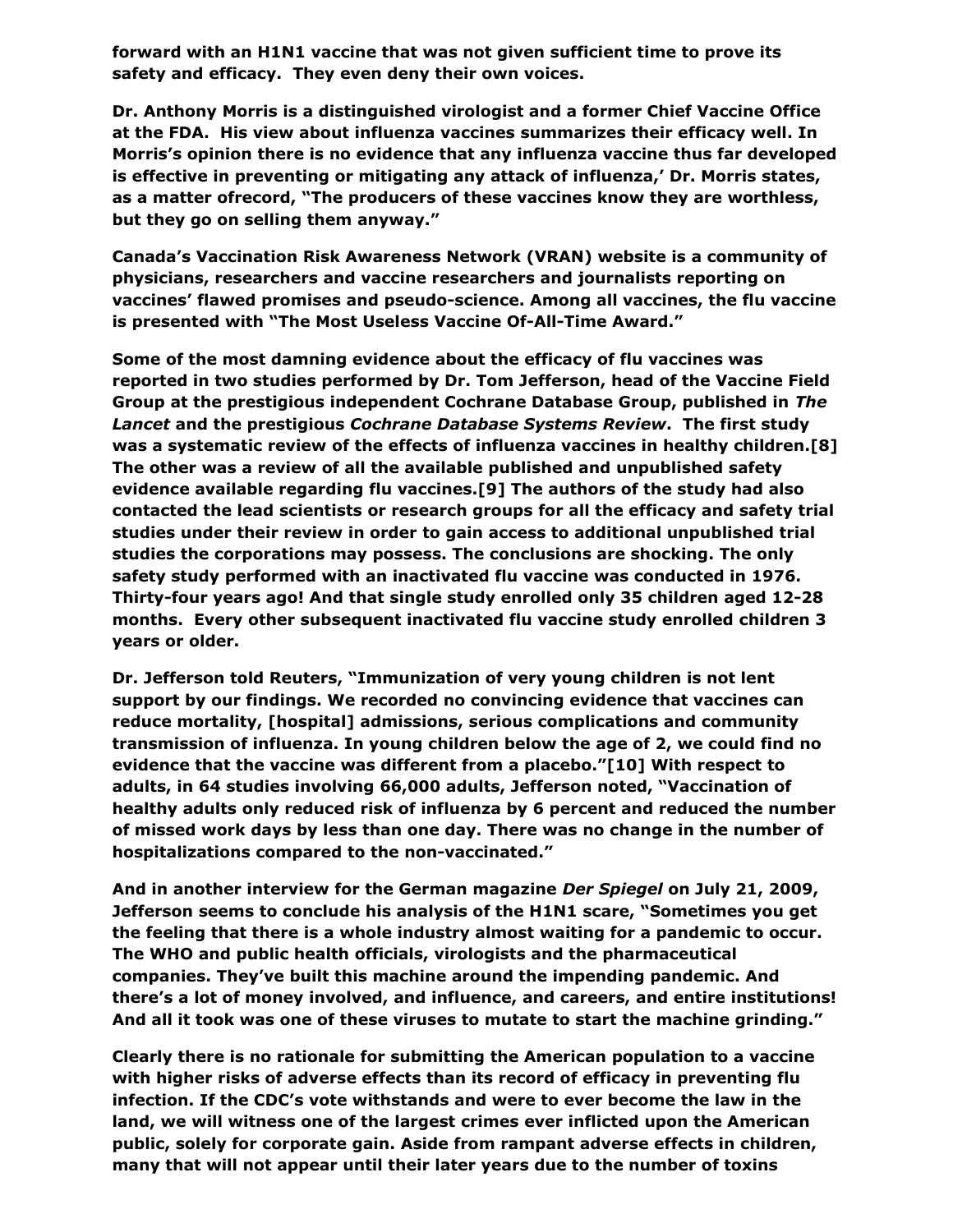**forward with an H1N1 vaccine that was not given sufficient time to prove its safety and efficacy. They even deny their own voices.**

**Dr. Anthony Morris is a distinguished virologist and a former Chief Vaccine Office at the FDA. His view about influenza vaccines summarizes their efficacy well. In Morris's opinion there is no evidence that any influenza vaccine thus far developed is effective in preventing or mitigating any attack of influenza,' Dr. Morris states, as a matter ofrecord, "The producers of these vaccines know they are worthless, but they go on selling them anyway."**

**Canada's Vaccination Risk Awareness Network (VRAN) website is a community of physicians, researchers and vaccine researchers and journalists reporting on vaccines' flawed promises and pseudo-science. Among all vaccines, the flu vaccine is presented with "The Most Useless Vaccine Of-All-Time Award."**

**Some of the most damning evidence about the efficacy of flu vaccines was reported in two studies performed by Dr. Tom Jefferson, head of the Vaccine Field Group at the prestigious independent Cochrane Database Group, published in *The Lancet* and the prestigious *Cochrane Database Systems Review*. The first study was a systematic review of the effects of influenza vaccines in healthy children.[8] The other was a review of all the available published and unpublished safety evidence available regarding flu vaccines.[9] The authors of the study had also contacted the lead scientists or research groups for all the efficacy and safety trial studies under their review in order to gain access to additional unpublished trial studies the corporations may possess. The conclusions are shocking. The only safety study performed with an inactivated flu vaccine was conducted in 1976. Thirty-four years ago! And that single study enrolled only 35 children aged 12-28 months. Every other subsequent inactivated flu vaccine study enrolled children 3 years or older.**

**Dr. Jefferson told Reuters, "Immunization of very young children is not lent support by our findings. We recorded no convincing evidence that vaccines can reduce mortality, [hospital] admissions, serious complications and community transmission of influenza. In young children below the age of 2, we could find no evidence that the vaccine was different from a placebo."[10] With respect to adults, in 64 studies involving 66,000 adults, Jefferson noted, "Vaccination of healthy adults only reduced risk of influenza by 6 percent and reduced the number of missed work days by less than one day. There was no change in the number of hospitalizations compared to the non-vaccinated."**

**And in another interview for the German magazine *Der Spiegel* on July 21, 2009, Jefferson seems to conclude his analysis of the H1N1 scare, "Sometimes you get the feeling that there is a whole industry almost waiting for a pandemic to occur. The WHO and public health officials, virologists and the pharmaceutical companies. They've built this machine around the impending pandemic. And there's a lot of money involved, and influence, and careers, and entire institutions! And all it took was one of these viruses to mutate to start the machine grinding."**

**Clearly there is no rationale for submitting the American population to a vaccine with higher risks of adverse effects than its record of efficacy in preventing flu infection. If the CDC's vote withstands and were to ever become the law in the land, we will witness one of the largest crimes ever inflicted upon the American public, solely for corporate gain. Aside from rampant adverse effects in children, many that will not appear until their later years due to the number of toxins**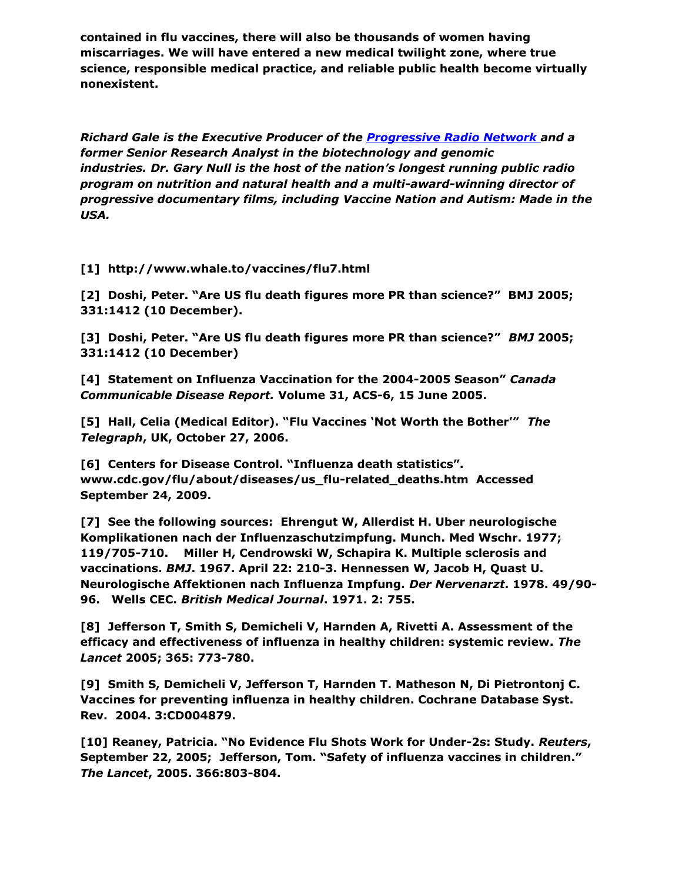**contained in flu vaccines, there will also be thousands of women having miscarriages. We will have entered a new medical twilight zone, where true science, responsible medical practice, and reliable public health become virtually nonexistent.**

***Richard Gale is the Executive Producer of the [Progressive Radio Network](#) and a former Senior Research Analyst in the biotechnology and genomic industries. Dr. Gary Null is the host of the nation's longest running public radio program on nutrition and natural health and a multi-award-winning director of progressive documentary films, including Vaccine Nation and Autism: Made in the USA.***

**[1] http://www.whale.to/vaccines/flu7.html**

**[2] Doshi, Peter. "Are US flu death figures more PR than science?" BMJ 2005; 331:1412 (10 December).**

**[3] Doshi, Peter. "Are US flu death figures more PR than science?" *BMJ* 2005; 331:1412 (10 December)**

**[4] Statement on Influenza Vaccination for the 2004-2005 Season" *Canada Communicable Disease Report.* Volume 31, ACS-6, 15 June 2005.**

**[5] Hall, Celia (Medical Editor). "Flu Vaccines 'Not Worth the Bother'" *The Telegraph*, UK, October 27, 2006.**

**[6] Centers for Disease Control. "Influenza death statistics". www.cdc.gov/flu/about/diseases/us_flu-related_deaths.htm Accessed September 24, 2009.**

**[7] See the following sources: Ehrengut W, Allerdist H. Uber neurologische Komplikationen nach der Influenzaschutzimpfung. Munch. Med Wschr. 1977; 119/705-710. Miller H, Cendrowski W, Schapira K. Multiple sclerosis and vaccinations. *BMJ*. 1967. April 22: 210-3. Hennessen W, Jacob H, Quast U. Neurologische Affektionen nach Influenza Impfung. *Der Nervenarzt*. 1978. 49/90-96. Wells CEC. *British Medical Journal*. 1971. 2: 755.**

**[8] Jefferson T, Smith S, Demicheli V, Harnden A, Rivetti A. Assessment of the efficacy and effectiveness of influenza in healthy children: systemic review. *The Lancet* 2005; 365: 773-780.**

**[9] Smith S, Demicheli V, Jefferson T, Harnden T. Matheson N, Di Pietrontonj C. Vaccines for preventing influenza in healthy children. Cochrane Database Syst. Rev. 2004. 3:CD004879.**

**[10] Reaney, Patricia. "No Evidence Flu Shots Work for Under-2s: Study. *Reuters*, September 22, 2005; Jefferson, Tom. "Safety of influenza vaccines in children." *The Lancet*, 2005. 366:803-804.**